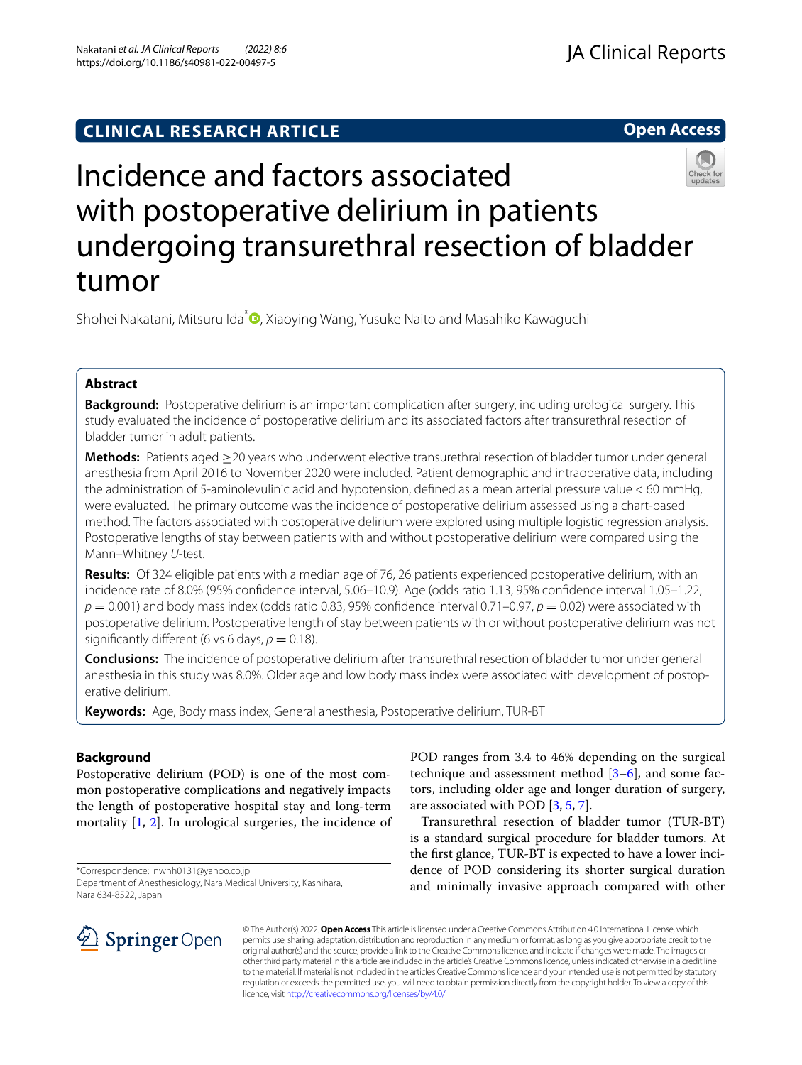CLINICAL RESEARCH ARTICLE

Open Access

# Incidence and factors associated with postoperative delirium in patients undergoing transurethral resection of bladder tumor

Shohei Nakatani, Mitsuru Ida*, Xiaoying Wang, Yusuke Naito and Masahiko Kawaguchi

## Abstract

**Background:** Postoperative delirium is an important complication after surgery, including urological surgery. This study evaluated the incidence of postoperative delirium and its associated factors after transurethral resection of bladder tumor in adult patients.

**Methods:** Patients aged ≥20 years who underwent elective transurethral resection of bladder tumor under general anesthesia from April 2016 to November 2020 were included. Patient demographic and intraoperative data, including the administration of 5-aminolevulinic acid and hypotension, defined as a mean arterial pressure value < 60 mmHg, were evaluated. The primary outcome was the incidence of postoperative delirium assessed using a chart-based method. The factors associated with postoperative delirium were explored using multiple logistic regression analysis. Postoperative lengths of stay between patients with and without postoperative delirium were compared using the Mann–Whitney *U*-test.

**Results:** Of 324 eligible patients with a median age of 76, 26 patients experienced postoperative delirium, with an incidence rate of 8.0% (95% confidence interval, 5.06–10.9). Age (odds ratio 1.13, 95% confidence interval 1.05–1.22, $p = 0.001$) and body mass index (odds ratio 0.83, 95% confidence interval 0.71–0.97, $p = 0.02$) were associated with postoperative delirium. Postoperative length of stay between patients with or without postoperative delirium was not significantly different (6 vs 6 days, $p = 0.18$).

**Conclusions:** The incidence of postoperative delirium after transurethral resection of bladder tumor under general anesthesia in this study was 8.0%. Older age and low body mass index were associated with development of postoperative delirium.

**Keywords:** Age, Body mass index, General anesthesia, Postoperative delirium, TUR-BT

## Background

Postoperative delirium (POD) is one of the most common postoperative complications and negatively impacts the length of postoperative hospital stay and long-term mortality [1, 2]. In urological surgeries, the incidence of POD ranges from 3.4 to 46% depending on the surgical technique and assessment method [3–6], and some factors, including older age and longer duration of surgery, are associated with POD [3, 5, 7].

Transurethral resection of bladder tumor (TUR-BT) is a standard surgical procedure for bladder tumors. At the first glance, TUR-BT is expected to have a lower incidence of POD considering its shorter surgical duration and minimally invasive approach compared with other

*Correspondence: nwnh0131@yahoo.co.jp
Department of Anesthesiology, Nara Medical University, Kashihara, Nara 634-8522, Japan

© The Author(s) 2022. **Open Access** This article is licensed under a Creative Commons Attribution 4.0 International License, which permits use, sharing, adaptation, distribution and reproduction in any medium or format, as long as you give appropriate credit to the original author(s) and the source, provide a link to the Creative Commons licence, and indicate if changes were made. The images or other third party material in this article are included in the article's Creative Commons licence, unless indicated otherwise in a credit line to the material. If material is not included in the article's Creative Commons licence and your intended use is not permitted by statutory regulation or exceeds the permitted use, you will need to obtain permission directly from the copyright holder. To view a copy of this licence, visit http://creativecommons.org/licenses/by/4.0/.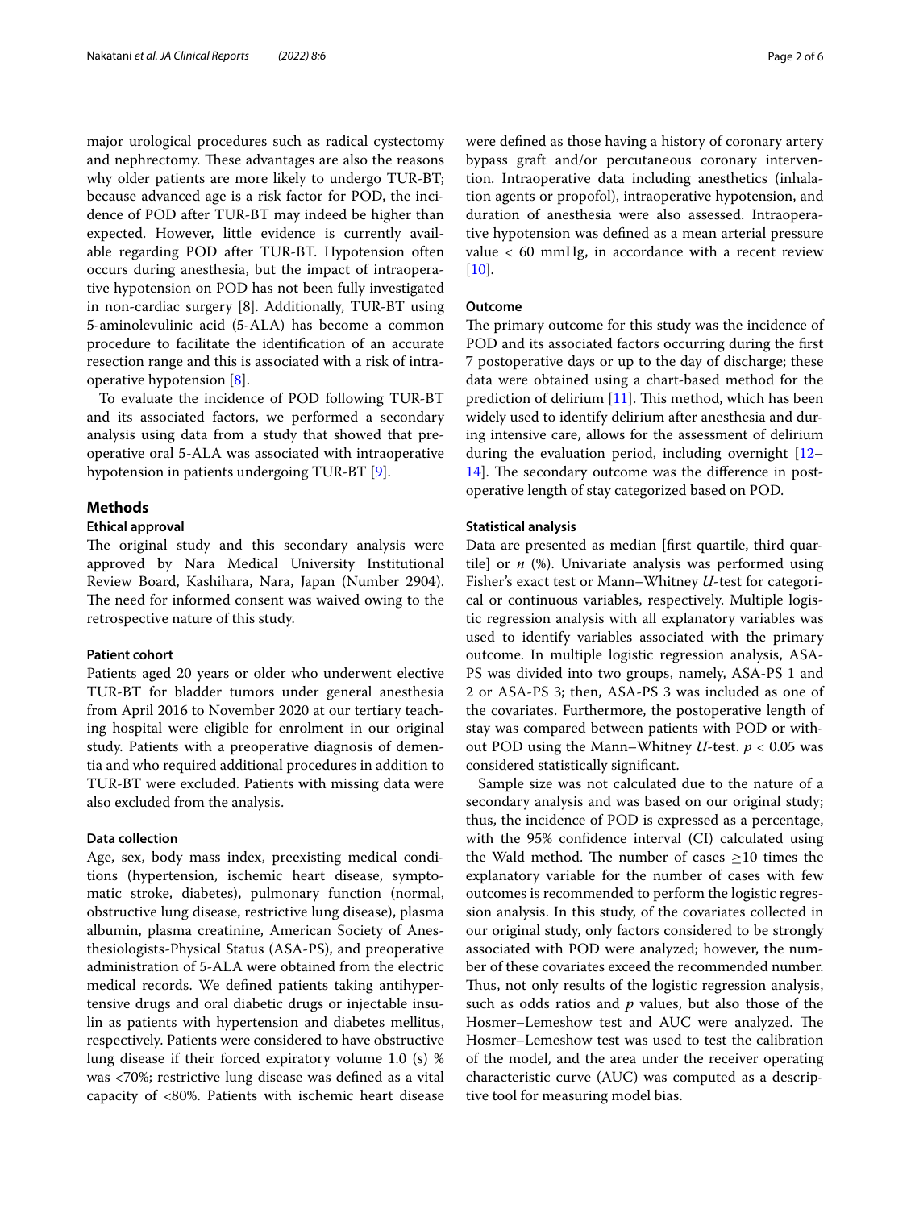major urological procedures such as radical cystectomy and nephrectomy. These advantages are also the reasons why older patients are more likely to undergo TUR-BT; because advanced age is a risk factor for POD, the incidence of POD after TUR-BT may indeed be higher than expected. However, little evidence is currently available regarding POD after TUR-BT. Hypotension often occurs during anesthesia, but the impact of intraoperative hypotension on POD has not been fully investigated in non-cardiac surgery [8]. Additionally, TUR-BT using 5-aminolevulinic acid (5-ALA) has become a common procedure to facilitate the identification of an accurate resection range and this is associated with a risk of intraoperative hypotension [8].

To evaluate the incidence of POD following TUR-BT and its associated factors, we performed a secondary analysis using data from a study that showed that preoperative oral 5-ALA was associated with intraoperative hypotension in patients undergoing TUR-BT [9].

## Methods

### Ethical approval

The original study and this secondary analysis were approved by Nara Medical University Institutional Review Board, Kashihara, Nara, Japan (Number 2904). The need for informed consent was waived owing to the retrospective nature of this study.

### Patient cohort

Patients aged 20 years or older who underwent elective TUR-BT for bladder tumors under general anesthesia from April 2016 to November 2020 at our tertiary teaching hospital were eligible for enrolment in our original study. Patients with a preoperative diagnosis of dementia and who required additional procedures in addition to TUR-BT were excluded. Patients with missing data were also excluded from the analysis.

### Data collection

Age, sex, body mass index, preexisting medical conditions (hypertension, ischemic heart disease, symptomatic stroke, diabetes), pulmonary function (normal, obstructive lung disease, restrictive lung disease), plasma albumin, plasma creatinine, American Society of Anesthesiologists-Physical Status (ASA-PS), and preoperative administration of 5-ALA were obtained from the electric medical records. We defined patients taking antihypertensive drugs and oral diabetic drugs or injectable insulin as patients with hypertension and diabetes mellitus, respectively. Patients were considered to have obstructive lung disease if their forced expiratory volume 1.0 (s) % was <70%; restrictive lung disease was defined as a vital capacity of <80%. Patients with ischemic heart disease were defined as those having a history of coronary artery bypass graft and/or percutaneous coronary intervention. Intraoperative data including anesthetics (inhalation agents or propofol), intraoperative hypotension, and duration of anesthesia were also assessed. Intraoperative hypotension was defined as a mean arterial pressure value < 60 mmHg, in accordance with a recent review [10].

### Outcome

The primary outcome for this study was the incidence of POD and its associated factors occurring during the first 7 postoperative days or up to the day of discharge; these data were obtained using a chart-based method for the prediction of delirium [11]. This method, which has been widely used to identify delirium after anesthesia and during intensive care, allows for the assessment of delirium during the evaluation period, including overnight [12–14]. The secondary outcome was the difference in postoperative length of stay categorized based on POD.

### Statistical analysis

Data are presented as median [first quartile, third quartile] or *n* (%). Univariate analysis was performed using Fisher's exact test or Mann–Whitney *U*-test for categorical or continuous variables, respectively. Multiple logistic regression analysis with all explanatory variables was used to identify variables associated with the primary outcome. In multiple logistic regression analysis, ASA-PS was divided into two groups, namely, ASA-PS 1 and 2 or ASA-PS 3; then, ASA-PS 3 was included as one of the covariates. Furthermore, the postoperative length of stay was compared between patients with POD or without POD using the Mann–Whitney *U*-test. $p < 0.05$ was considered statistically significant.

Sample size was not calculated due to the nature of a secondary analysis and was based on our original study; thus, the incidence of POD is expressed as a percentage, with the 95% confidence interval (CI) calculated using the Wald method. The number of cases $\geq$10 times the explanatory variable for the number of cases with few outcomes is recommended to perform the logistic regression analysis. In this study, of the covariates collected in our original study, only factors considered to be strongly associated with POD were analyzed; however, the number of these covariates exceed the recommended number. Thus, not only results of the logistic regression analysis, such as odds ratios and *p* values, but also those of the Hosmer–Lemeshow test and AUC were analyzed. The Hosmer–Lemeshow test was used to test the calibration of the model, and the area under the receiver operating characteristic curve (AUC) was computed as a descriptive tool for measuring model bias.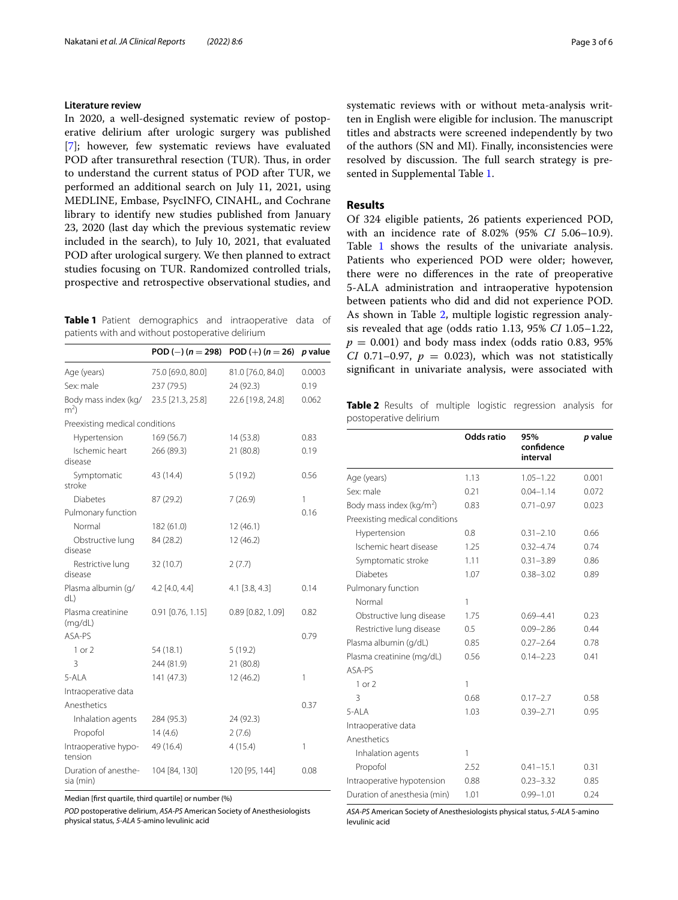### Literature review

In 2020, a well-designed systematic review of postoperative delirium after urologic surgery was published [7]; however, few systematic reviews have evaluated POD after transurethral resection (TUR). Thus, in order to understand the current status of POD after TUR, we performed an additional search on July 11, 2021, using MEDLINE, Embase, PsycINFO, CINAHL, and Cochrane library to identify new studies published from January 23, 2020 (last day which the previous systematic review included in the search), to July 10, 2021, that evaluated POD after urological surgery. We then planned to extract studies focusing on TUR. Randomized controlled trials, prospective and retrospective observational studies, and systematic reviews with or without meta-analysis written in English were eligible for inclusion. The manuscript titles and abstracts were screened independently by two of the authors (SN and MI). Finally, inconsistencies were resolved by discussion. The full search strategy is presented in Supplemental Table 1.

**Table 1** Patient demographics and intraoperative data of patients with and without postoperative delirium

| | POD (−) ($n = 298$) | POD (+) ($n = 26$) | *p* value |
|---|---|---|---|
| Age (years) | 75.0 [69.0, 80.0] | 81.0 [76.0, 84.0] | 0.0003 |
| Sex: male | 237 (79.5) | 24 (92.3) | 0.19 |
| Body mass index (kg/m$^2$) | 23.5 [21.3, 25.8] | 22.6 [19.8, 24.8] | 0.062 |
| Preexisting medical conditions | | | |
| Hypertension | 169 (56.7) | 14 (53.8) | 0.83 |
| Ischemic heart disease | 266 (89.3) | 21 (80.8) | 0.19 |
| Symptomatic stroke | 43 (14.4) | 5 (19.2) | 0.56 |
| Diabetes | 87 (29.2) | 7 (26.9) | 1 |
| Pulmonary function | | | 0.16 |
| Normal | 182 (61.0) | 12 (46.1) | |
| Obstructive lung disease | 84 (28.2) | 12 (46.2) | |
| Restrictive lung disease | 32 (10.7) | 2 (7.7) | |
| Plasma albumin (g/dL) | 4.2 [4.0, 4.4] | 4.1 [3.8, 4.3] | 0.14 |
| Plasma creatinine (mg/dL) | 0.91 [0.76, 1.15] | 0.89 [0.82, 1.09] | 0.82 |
| ASA-PS | | | 0.79 |
| 1 or 2 | 54 (18.1) | 5 (19.2) | |
| 3 | 244 (81.9) | 21 (80.8) | |
| 5-ALA | 141 (47.3) | 12 (46.2) | 1 |
| Intraoperative data | | | |
| Anesthetics | | | 0.37 |
| Inhalation agents | 284 (95.3) | 24 (92.3) | |
| Propofol | 14 (4.6) | 2 (7.6) | |
| Intraoperative hypotension | 49 (16.4) | 4 (15.4) | 1 |
| Duration of anesthesia (min) | 104 [84, 130] | 120 [95, 144] | 0.08 |

Median [first quartile, third quartile] or number (%)

*POD* postoperative delirium, *ASA-PS* American Society of Anesthesiologists physical status, *5-ALA* 5-amino levulinic acid

## Results

Of 324 eligible patients, 26 patients experienced POD, with an incidence rate of 8.02% (95% *CI* 5.06–10.9). Table 1 shows the results of the univariate analysis. Patients who experienced POD were older; however, there were no differences in the rate of preoperative 5-ALA administration and intraoperative hypotension between patients who did and did not experience POD. As shown in Table 2, multiple logistic regression analysis revealed that age (odds ratio 1.13, 95% *CI* 1.05–1.22, $p = 0.001$) and body mass index (odds ratio 0.83, 95% *CI* 0.71–0.97, $p = 0.023$), which was not statistically significant in univariate analysis, were associated with

**Table 2** Results of multiple logistic regression analysis for postoperative delirium

| | Odds ratio | 95% confidence interval | *p* value |
|---|---|---|---|
| Age (years) | 1.13 | 1.05–1.22 | 0.001 |
| Sex: male | 0.21 | 0.04–1.14 | 0.072 |
| Body mass index (kg/m$^2$) | 0.83 | 0.71–0.97 | 0.023 |
| Preexisting medical conditions | | | |
| Hypertension | 0.8 | 0.31–2.10 | 0.66 |
| Ischemic heart disease | 1.25 | 0.32–4.74 | 0.74 |
| Symptomatic stroke | 1.11 | 0.31–3.89 | 0.86 |
| Diabetes | 1.07 | 0.38–3.02 | 0.89 |
| Pulmonary function | | | |
| Normal | 1 | | |
| Obstructive lung disease | 1.75 | 0.69–4.41 | 0.23 |
| Restrictive lung disease | 0.5 | 0.09–2.86 | 0.44 |
| Plasma albumin (g/dL) | 0.85 | 0.27–2.64 | 0.78 |
| Plasma creatinine (mg/dL) | 0.56 | 0.14–2.23 | 0.41 |
| ASA-PS | | | |
| 1 or 2 | 1 | | |
| 3 | 0.68 | 0.17–2.7 | 0.58 |
| 5-ALA | 1.03 | 0.39–2.71 | 0.95 |
| Intraoperative data | | | |
| Anesthetics | | | |
| Inhalation agents | 1 | | |
| Propofol | 2.52 | 0.41–15.1 | 0.31 |
| Intraoperative hypotension | 0.88 | 0.23–3.32 | 0.85 |
| Duration of anesthesia (min) | 1.01 | 0.99–1.01 | 0.24 |

*ASA-PS* American Society of Anesthesiologists physical status, *5-ALA* 5-amino levulinic acid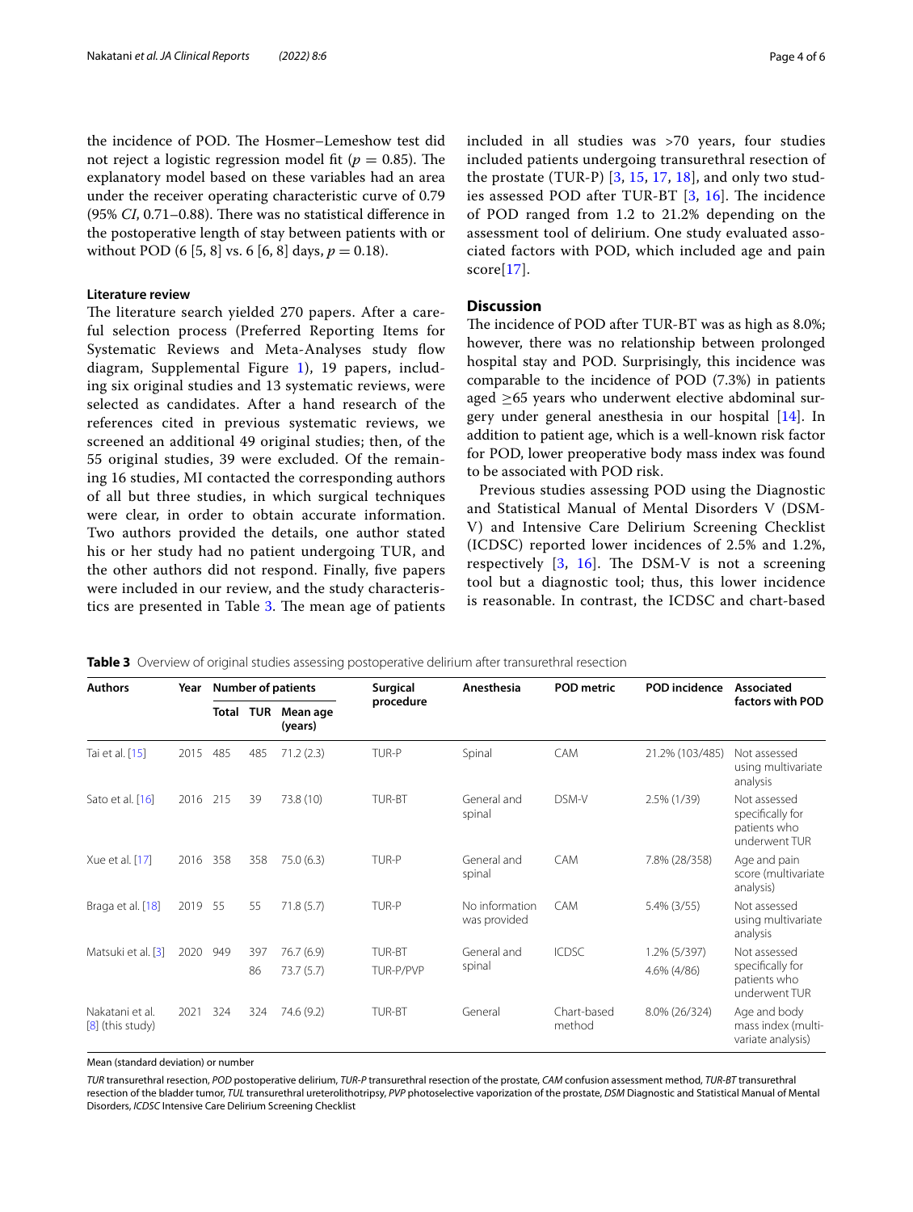the incidence of POD. The Hosmer–Lemeshow test did not reject a logistic regression model fit ($p = 0.85$). The explanatory model based on these variables had an area under the receiver operating characteristic curve of 0.79 (95% *CI*, 0.71–0.88). There was no statistical difference in the postoperative length of stay between patients with or without POD (6 [5, 8] vs. 6 [6, 8] days, $p = 0.18$).

### Literature review

The literature search yielded 270 papers. After a careful selection process (Preferred Reporting Items for Systematic Reviews and Meta-Analyses study flow diagram, Supplemental Figure 1), 19 papers, including six original studies and 13 systematic reviews, were selected as candidates. After a hand research of the references cited in previous systematic reviews, we screened an additional 49 original studies; then, of the 55 original studies, 39 were excluded. Of the remaining 16 studies, MI contacted the corresponding authors of all but three studies, in which surgical techniques were clear, in order to obtain accurate information. Two authors provided the details, one author stated his or her study had no patient undergoing TUR, and the other authors did not respond. Finally, five papers were included in our review, and the study characteristics are presented in Table 3. The mean age of patients included in all studies was >70 years, four studies included patients undergoing transurethral resection of the prostate (TUR-P) [3, 15, 17, 18], and only two studies assessed POD after TUR-BT [3, 16]. The incidence of POD ranged from 1.2 to 21.2% depending on the assessment tool of delirium. One study evaluated associated factors with POD, which included age and pain score[17].

## Discussion

The incidence of POD after TUR-BT was as high as 8.0%; however, there was no relationship between prolonged hospital stay and POD. Surprisingly, this incidence was comparable to the incidence of POD (7.3%) in patients aged ≥65 years who underwent elective abdominal surgery under general anesthesia in our hospital [14]. In addition to patient age, which is a well-known risk factor for POD, lower preoperative body mass index was found to be associated with POD risk.

Previous studies assessing POD using the Diagnostic and Statistical Manual of Mental Disorders V (DSM-V) and Intensive Care Delirium Screening Checklist (ICDSC) reported lower incidences of 2.5% and 1.2%, respectively [3, 16]. The DSM-V is not a screening tool but a diagnostic tool; thus, this lower incidence is reasonable. In contrast, the ICDSC and chart-based

**Table 3** Overview of original studies assessing postoperative delirium after transurethral resection

| Authors | Year | Number of patients | | | Surgical procedure | Anesthesia | POD metric | POD incidence | Associated factors with POD |
|---|---|---|---|---|---|---|---|---|---|
| | | Total | TUR | Mean age (years) | | | | | |
| Tai et al. [15] | 2015 | 485 | 485 | 71.2 (2.3) | TUR-P | Spinal | CAM | 21.2% (103/485) | Not assessed using multivariate analysis |
| Sato et al. [16] | 2016 | 215 | 39 | 73.8 (10) | TUR-BT | General and spinal | DSM-V | 2.5% (1/39) | Not assessed specifically for patients who underwent TUR |
| Xue et al. [17] | 2016 | 358 | 358 | 75.0 (6.3) | TUR-P | General and spinal | CAM | 7.8% (28/358) | Age and pain score (multivariate analysis) |
| Braga et al. [18] | 2019 | 55 | 55 | 71.8 (5.7) | TUR-P | No information was provided | CAM | 5.4% (3/55) | Not assessed using multivariate analysis |
| Matsuki et al. [3] | 2020 | 949 | 397 | 76.7 (6.9) | TUR-BT | General and spinal | ICDSC | 1.2% (5/397) | Not assessed specifically for patients who underwent TUR |
| | | | 86 | 73.7 (5.7) | TUR-P/PVP | | | 4.6% (4/86) | |
| Nakatani et al. [8] (this study) | 2021 | 324 | 324 | 74.6 (9.2) | TUR-BT | General | Chart-based method | 8.0% (26/324) | Age and body mass index (multivariate analysis) |

Mean (standard deviation) or number

*TUR* transurethral resection, *POD* postoperative delirium, *TUR-P* transurethral resection of the prostate, *CAM* confusion assessment method, *TUR-BT* transurethral resection of the bladder tumor, *TUL* transurethral ureterolithotripsy, *PVP* photoselective vaporization of the prostate, *DSM* Diagnostic and Statistical Manual of Mental Disorders, *ICDSC* Intensive Care Delirium Screening Checklist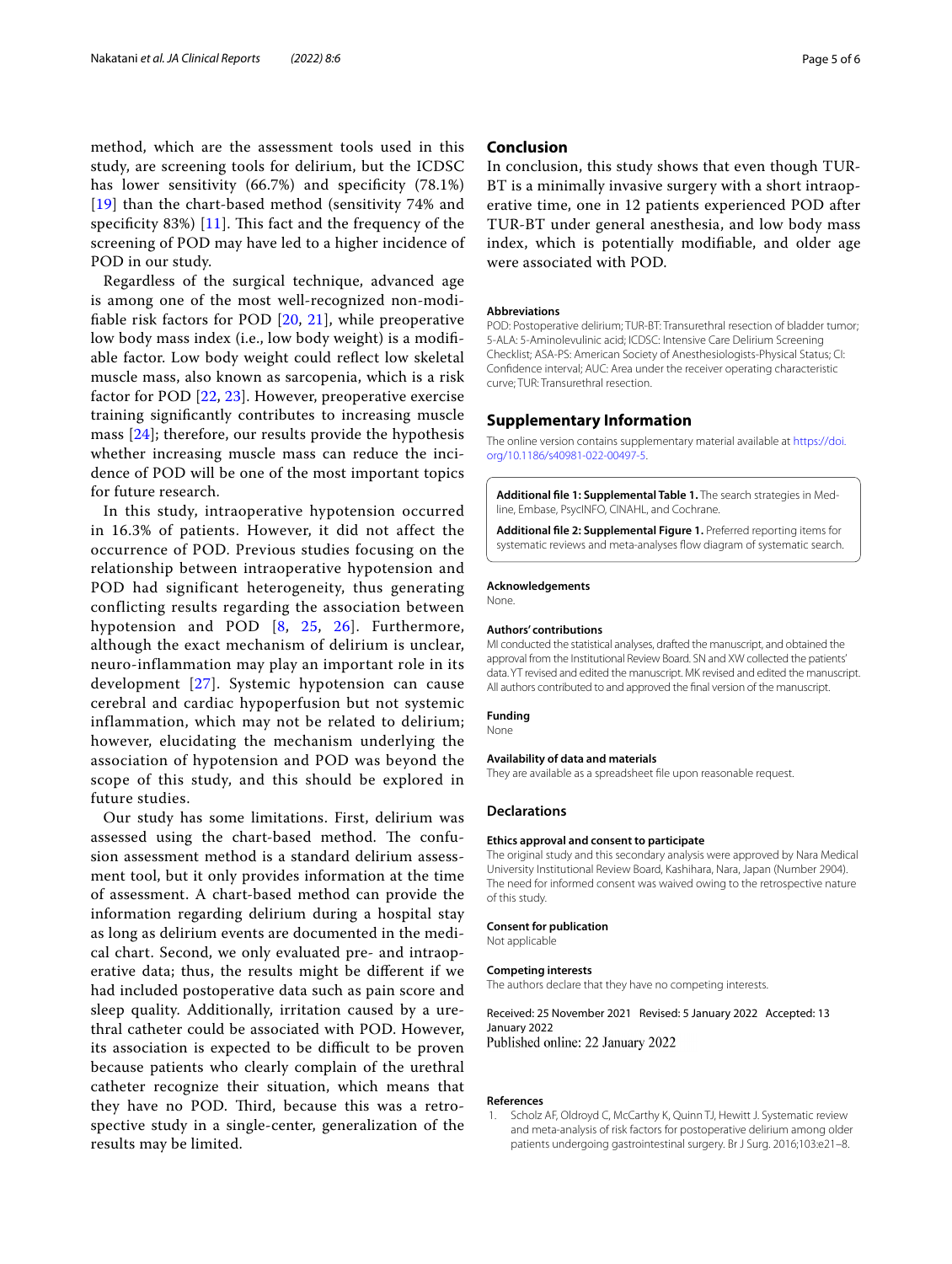method, which are the assessment tools used in this study, are screening tools for delirium, but the ICDSC has lower sensitivity (66.7%) and specificity (78.1%) [19] than the chart-based method (sensitivity 74% and specificity 83%) [11]. This fact and the frequency of the screening of POD may have led to a higher incidence of POD in our study.

Regardless of the surgical technique, advanced age is among one of the most well-recognized non-modifiable risk factors for POD [20, 21], while preoperative low body mass index (i.e., low body weight) is a modifiable factor. Low body weight could reflect low skeletal muscle mass, also known as sarcopenia, which is a risk factor for POD [22, 23]. However, preoperative exercise training significantly contributes to increasing muscle mass [24]; therefore, our results provide the hypothesis whether increasing muscle mass can reduce the incidence of POD will be one of the most important topics for future research.

In this study, intraoperative hypotension occurred in 16.3% of patients. However, it did not affect the occurrence of POD. Previous studies focusing on the relationship between intraoperative hypotension and POD had significant heterogeneity, thus generating conflicting results regarding the association between hypotension and POD [8, 25, 26]. Furthermore, although the exact mechanism of delirium is unclear, neuro-inflammation may play an important role in its development [27]. Systemic hypotension can cause cerebral and cardiac hypoperfusion but not systemic inflammation, which may not be related to delirium; however, elucidating the mechanism underlying the association of hypotension and POD was beyond the scope of this study, and this should be explored in future studies.

Our study has some limitations. First, delirium was assessed using the chart-based method. The confusion assessment method is a standard delirium assessment tool, but it only provides information at the time of assessment. A chart-based method can provide the information regarding delirium during a hospital stay as long as delirium events are documented in the medical chart. Second, we only evaluated pre- and intraoperative data; thus, the results might be different if we had included postoperative data such as pain score and sleep quality. Additionally, irritation caused by a urethral catheter could be associated with POD. However, its association is expected to be difficult to be proven because patients who clearly complain of the urethral catheter recognize their situation, which means that they have no POD. Third, because this was a retrospective study in a single-center, generalization of the results may be limited.

## Conclusion

In conclusion, this study shows that even though TUR-BT is a minimally invasive surgery with a short intraoperative time, one in 12 patients experienced POD after TUR-BT under general anesthesia, and low body mass index, which is potentially modifiable, and older age were associated with POD.

#### Abbreviations

POD: Postoperative delirium; TUR-BT: Transurethral resection of bladder tumor; 5-ALA: 5-Aminolevulinic acid; ICDSC: Intensive Care Delirium Screening Checklist; ASA-PS: American Society of Anesthesiologists-Physical Status; CI: Confidence interval; AUC: Area under the receiver operating characteristic curve; TUR: Transurethral resection.

## Supplementary Information

The online version contains supplementary material available at https://doi.org/10.1186/s40981-022-00497-5.

**Additional file 1: Supplemental Table 1.** The search strategies in Medline, Embase, PsycINFO, CINAHL, and Cochrane.

**Additional file 2: Supplemental Figure 1.** Preferred reporting items for systematic reviews and meta-analyses flow diagram of systematic search.

#### Acknowledgements

None.

#### Authors' contributions

MI conducted the statistical analyses, drafted the manuscript, and obtained the approval from the Institutional Review Board. SN and XW collected the patients' data. YT revised and edited the manuscript. MK revised and edited the manuscript. All authors contributed to and approved the final version of the manuscript.

#### Funding

None

#### Availability of data and materials

They are available as a spreadsheet file upon reasonable request.

## Declarations

#### Ethics approval and consent to participate

The original study and this secondary analysis were approved by Nara Medical University Institutional Review Board, Kashihara, Nara, Japan (Number 2904). The need for informed consent was waived owing to the retrospective nature of this study.

#### Consent for publication

Not applicable

#### Competing interests

The authors declare that they have no competing interests.

Received: 25 November 2021 Revised: 5 January 2022 Accepted: 13 January 2022
Published online: 22 January 2022

#### References

1. Scholz AF, Oldroyd C, McCarthy K, Quinn TJ, Hewitt J. Systematic review and meta-analysis of risk factors for postoperative delirium among older patients undergoing gastrointestinal surgery. Br J Surg. 2016;103:e21–8.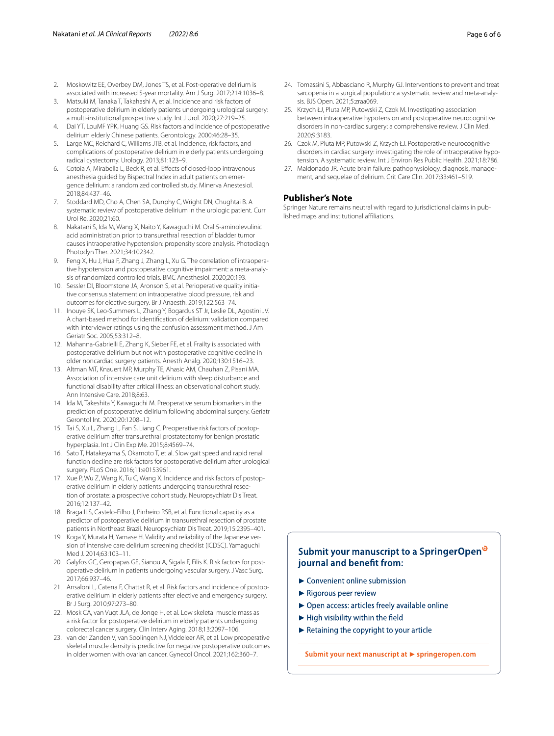2. Moskowitz EE, Overbey DM, Jones TS, et al. Post-operative delirium is associated with increased 5-year mortality. Am J Surg. 2017;214:1036–8.
3. Matsuki M, Tanaka T, Takahashi A, et al. Incidence and risk factors of postoperative delirium in elderly patients undergoing urological surgery: a multi-institutional prospective study. Int J Urol. 2020;27:219–25.
4. Dai YT, LouMF YPK, Huang GS. Risk factors and incidence of postoperative delirium elderly Chinese patients. Gerontology. 2000;46:28–35.
5. Large MC, Reichard C, Williams JTB, et al. Incidence, risk factors, and complications of postoperative delirium in elderly patients undergoing radical cystectomy. Urology. 2013;81:123–9.
6. Cotoia A, Mirabella L, Beck R, et al. Effects of closed-loop intravenous anesthesia guided by Bispectral Index in adult patients on emergence delirium: a randomized controlled study. Minerva Anestesiol. 2018;84:437–46.
7. Stoddard MD, Cho A, Chen SA, Dunphy C, Wright DN, Chughtai B. A systematic review of postoperative delirium in the urologic patient. Curr Urol Re. 2020;21:60.
8. Nakatani S, Ida M, Wang X, Naito Y, Kawaguchi M. Oral 5-aminolevulinic acid administration prior to transurethral resection of bladder tumor causes intraoperative hypotension: propensity score analysis. Photodiagn Photodyn Ther. 2021;34:102342.
9. Feng X, Hu J, Hua F, Zhang J, Zhang L, Xu G. The correlation of intraoperative hypotension and postoperative cognitive impairment: a meta-analysis of randomized controlled trials. BMC Anesthesiol. 2020;20:193.
10. Sessler DI, Bloomstone JA, Aronson S, et al. Perioperative quality initiative consensus statement on intraoperative blood pressure, risk and outcomes for elective surgery. Br J Anaesth. 2019;122:563–74.
11. Inouye SK, Leo-Summers L, Zhang Y, Bogardus ST Jr, Leslie DL, Agostini JV. A chart-based method for identification of delirium: validation compared with interviewer ratings using the confusion assessment method. J Am Geriatr Soc. 2005;53:312–8.
12. Mahanna-Gabrielli E, Zhang K, Sieber FE, et al. Frailty is associated with postoperative delirium but not with postoperative cognitive decline in older noncardiac surgery patients. Anesth Analg. 2020;130:1516–23.
13. Altman MT, Knauert MP, Murphy TE, Ahasic AM, Chauhan Z, Pisani MA. Association of intensive care unit delirium with sleep disturbance and functional disability after critical illness: an observational cohort study. Ann Intensive Care. 2018;8:63.
14. Ida M, Takeshita Y, Kawaguchi M. Preoperative serum biomarkers in the prediction of postoperative delirium following abdominal surgery. Geriatr Gerontol Int. 2020;20:1208–12.
15. Tai S, Xu L, Zhang L, Fan S, Liang C. Preoperative risk factors of postoperative delirium after transurethral prostatectomy for benign prostatic hyperplasia. Int J Clin Exp Me. 2015;8:4569–74.
16. Sato T, Hatakeyama S, Okamoto T, et al. Slow gait speed and rapid renal function decline are risk factors for postoperative delirium after urological surgery. PLoS One. 2016;11:e0153961.
17. Xue P, Wu Z, Wang K, Tu C, Wang X. Incidence and risk factors of postoperative delirium in elderly patients undergoing transurethral resection of prostate: a prospective cohort study. Neuropsychiatr Dis Treat. 2016;12:137–42.
18. Braga ILS, Castelo-Filho J, Pinheiro RSB, et al. Functional capacity as a predictor of postoperative delirium in transurethral resection of prostate patients in Northeast Brazil. Neuropsychiatr Dis Treat. 2019;15:2395–401.
19. Koga Y, Murata H, Yamase H. Validity and reliability of the Japanese version of intensive care delirium screening checklist (ICDSC). Yamaguchi Med J. 2014;63:103–11.
20. Galyfos GC, Geropapas GE, Sianou A, Sigala F, Filis K. Risk factors for postoperative delirium in patients undergoing vascular surgery. J Vasc Surg. 2017;66:937–46.
21. Ansaloni L, Catena F, Chattat R, et al. Risk factors and incidence of postoperative delirium in elderly patients after elective and emergency surgery. Br J Surg. 2010;97:273–80.
22. Mosk CA, van Vugt JLA, de Jonge H, et al. Low skeletal muscle mass as a risk factor for postoperative delirium in elderly patients undergoing colorectal cancer surgery. Clin Interv Aging. 2018;13:2097–106.
23. van der Zanden V, van Soolingen NJ, Viddeleer AR, et al. Low preoperative skeletal muscle density is predictive for negative postoperative outcomes in older women with ovarian cancer. Gynecol Oncol. 2021;162:360–7.
24. Tomassini S, Abbasciano R, Murphy GJ. Interventions to prevent and treat sarcopenia in a surgical population: a systematic review and meta-analysis. BJS Open. 2021;5:zraa069.
25. Krzych ŁJ, Pluta MP, Putowski Z, Czok M. Investigating association between intraoperative hypotension and postoperative neurocognitive disorders in non-cardiac surgery: a comprehensive review. J Clin Med. 2020;9:3183.
26. Czok M, Pluta MP, Putowski Z, Krzych ŁJ. Postoperative neurocognitive disorders in cardiac surgery: investigating the role of intraoperative hypotension. A systematic review. Int J Environ Res Public Health. 2021;18:786.
27. Maldonado JR. Acute brain failure: pathophysiology, diagnosis, management, and sequelae of delirium. Crit Care Clin. 2017;33:461–519.

## Publisher's Note

Springer Nature remains neutral with regard to jurisdictional claims in published maps and institutional affiliations.

**Submit your manuscript to a SpringerOpen journal and benefit from:**

- ► Convenient online submission
- ► Rigorous peer review
- ► Open access: articles freely available online
- ► High visibility within the field
- ► Retaining the copyright to your article

**Submit your next manuscript at ► springeropen.com**